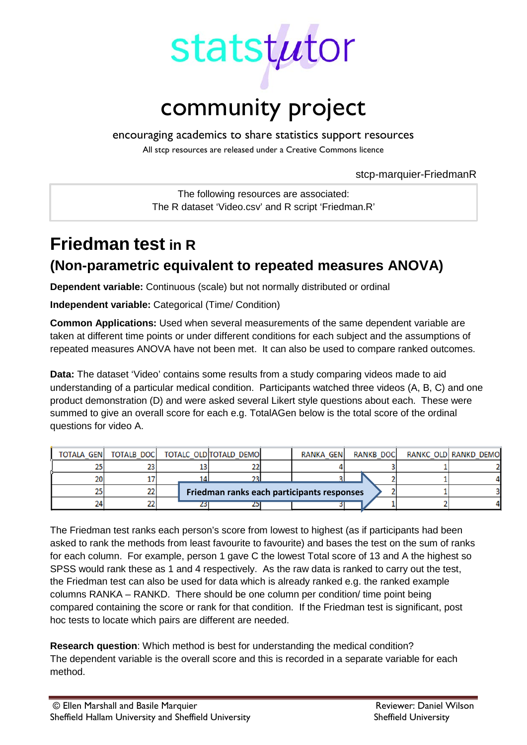# statstutor

## community project

encouraging academics to share statistics support resources

All stcp resources are released under a Creative Commons licence

stcp-marquier-FriedmanR

The following resources are associated:
The R dataset 'Video.csv' and R script 'Friedman.R'

# Friedman test in R

## (Non-parametric equivalent to repeated measures ANOVA)

**Dependent variable:** Continuous (scale) but not normally distributed or ordinal

**Independent variable:** Categorical (Time/ Condition)

**Common Applications:** Used when several measurements of the same dependent variable are taken at different time points or under different conditions for each subject and the assumptions of repeated measures ANOVA have not been met. It can also be used to compare ranked outcomes.

**Data:** The dataset 'Video' contains some results from a study comparing videos made to aid understanding of a particular medical condition. Participants watched three videos (A, B, C) and one product demonstration (D) and were asked several Likert style questions about each. These were summed to give an overall score for each e.g. TotalAGen below is the total score of the ordinal questions for video A.

| TOTALA_GEN | TOTALB_DOC | TOTALC_OLD | TOTALD_DEMO | | RANKA_GEN | RANKB_DOC | RANKC_OLD | RANKD_DEMO |
|---|---|---|---|---|---|---|---|---|
| 25 | 23 | 13 | 22 | | 4 | 3 | 1 | 2 |
| 20 | 17 | 14 | 23 | | 3 | 2 | 1 | 4 |
| 25 | 22 | | | | | 2 | 1 | 3 |
| 24 | 22 | 23 | 25 | | 3 | 1 | 2 | 4 |

Friedman ranks each participants responses

The Friedman test ranks each person's score from lowest to highest (as if participants had been asked to rank the methods from least favourite to favourite) and bases the test on the sum of ranks for each column. For example, person 1 gave C the lowest Total score of 13 and A the highest so SPSS would rank these as 1 and 4 respectively. As the raw data is ranked to carry out the test, the Friedman test can also be used for data which is already ranked e.g. the ranked example columns RANKA – RANKD. There should be one column per condition/ time point being compared containing the score or rank for that condition. If the Friedman test is significant, post hoc tests to locate which pairs are different are needed.

**Research question**: Which method is best for understanding the medical condition?
The dependent variable is the overall score and this is recorded in a separate variable for each method.

© Ellen Marshall and Basile Marquier
Sheffield Hallam University and Sheffield University

Reviewer: Daniel Wilson
Sheffield University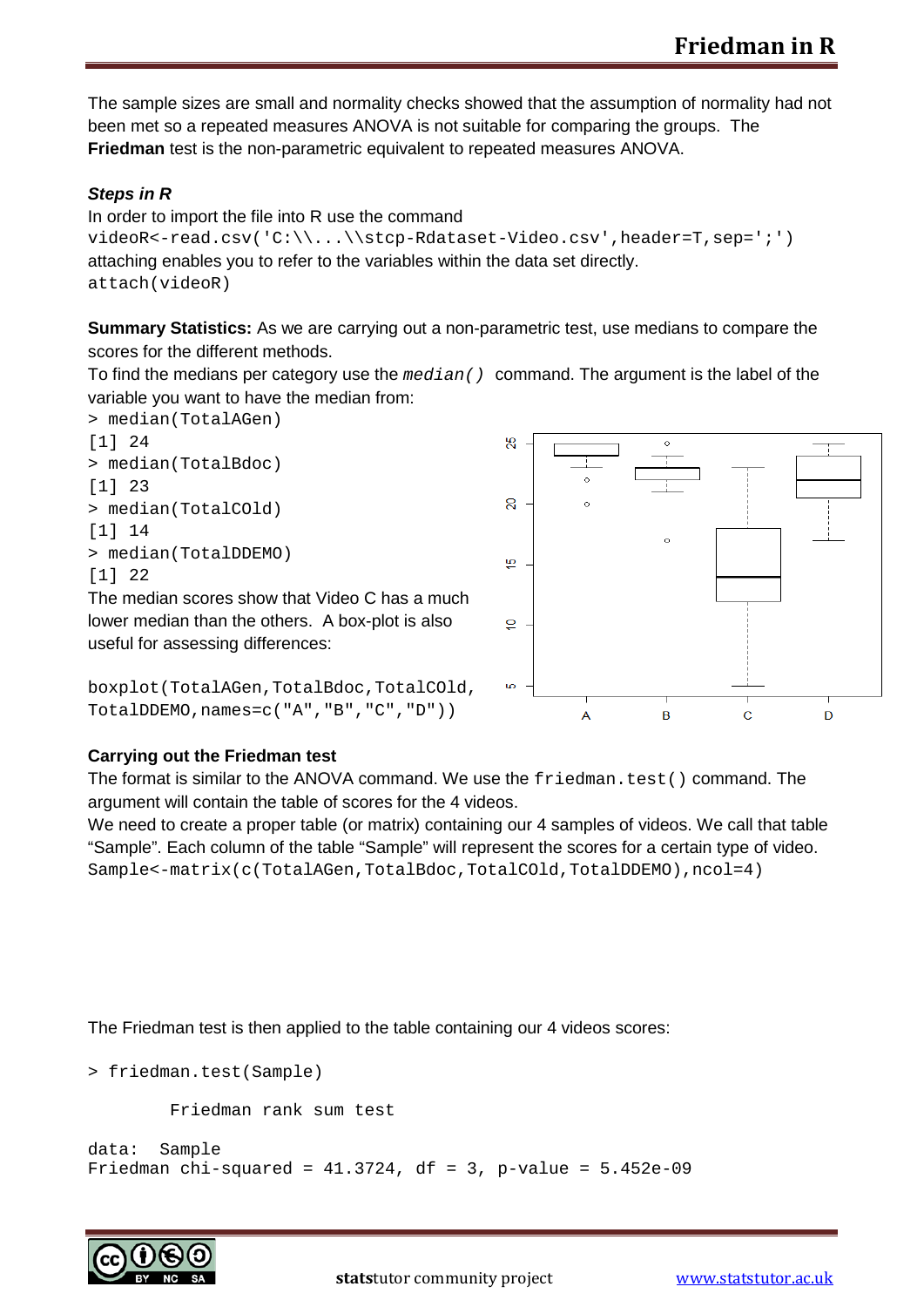The sample sizes are small and normality checks showed that the assumption of normality had not been met so a repeated measures ANOVA is not suitable for comparing the groups. The **Friedman** test is the non-parametric equivalent to repeated measures ANOVA.

***Steps in R***

In order to import the file into R use the command

```
videoR<-read.csv('C:\\...\\stcp-Rdataset-Video.csv',header=T,sep=';')
```

attaching enables you to refer to the variables within the data set directly.

```
attach(videoR)
```

**Summary Statistics:** As we are carrying out a non-parametric test, use medians to compare the scores for the different methods.

To find the medians per category use the *median()* command. The argument is the label of the variable you want to have the median from:

```
> median(TotalAGen)
[1] 24
> median(TotalBdoc)
[1] 23
> median(TotalCOld)
[1] 14
> median(TotalDDEMO)
[1] 22
```

The median scores show that Video C has a much lower median than the others. A box-plot is also useful for assessing differences:

```
boxplot(TotalAGen,TotalBdoc,TotalCOld,
TotalDDEMO,names=c("A","B","C","D"))
```

**Carrying out the Friedman test**

The format is similar to the ANOVA command. We use the `friedman.test()` command. The argument will contain the table of scores for the 4 videos.

We need to create a proper table (or matrix) containing our 4 samples of videos. We call that table "Sample". Each column of the table "Sample" will represent the scores for a certain type of video.

```
Sample<-matrix(c(TotalAGen,TotalBdoc,TotalCOld,TotalDDEMO),ncol=4)
```

The Friedman test is then applied to the table containing our 4 videos scores:

```
> friedman.test(Sample)

        Friedman rank sum test

data:  Sample
Friedman chi-squared = 41.3724, df = 3, p-value = 5.452e-09
```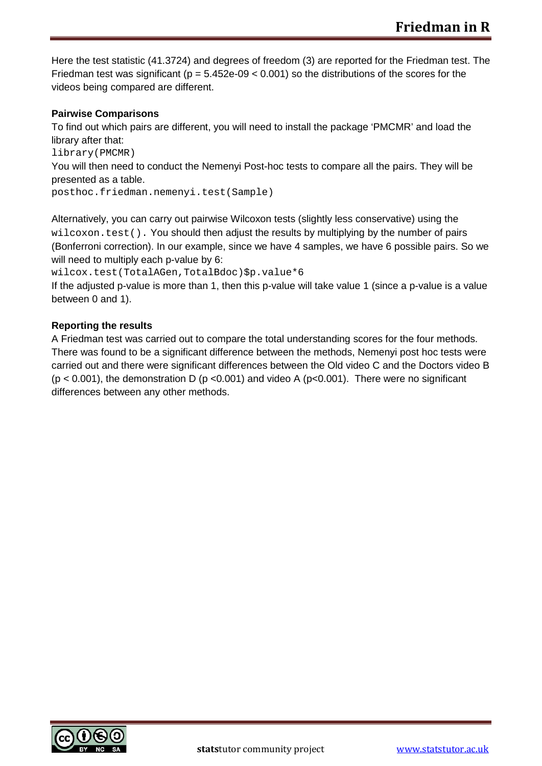Here the test statistic (41.3724) and degrees of freedom (3) are reported for the Friedman test. The Friedman test was significant ($p = 5.452e\text{-}09 < 0.001$) so the distributions of the scores for the videos being compared are different.

**Pairwise Comparisons**

To find out which pairs are different, you will need to install the package 'PMCMR' and load the library after that:

```
library(PMCMR)
```

You will then need to conduct the Nemenyi Post-hoc tests to compare all the pairs. They will be presented as a table.

```
posthoc.friedman.nemenyi.test(Sample)
```

Alternatively, you can carry out pairwise Wilcoxon tests (slightly less conservative) using the `wilcoxon.test()`. You should then adjust the results by multiplying by the number of pairs (Bonferroni correction). In our example, since we have 4 samples, we have 6 possible pairs. So we will need to multiply each p-value by 6:

```
wilcox.test(TotalAGen,TotalBdoc)$p.value*6
```

If the adjusted p-value is more than 1, then this p-value will take value 1 (since a p-value is a value between 0 and 1).

**Reporting the results**

A Friedman test was carried out to compare the total understanding scores for the four methods. There was found to be a significant difference between the methods, Nemenyi post hoc tests were carried out and there were significant differences between the Old video C and the Doctors video B ($p < 0.001$), the demonstration D ($p < 0.001$) and video A ($p < 0.001$). There were no significant differences between any other methods.